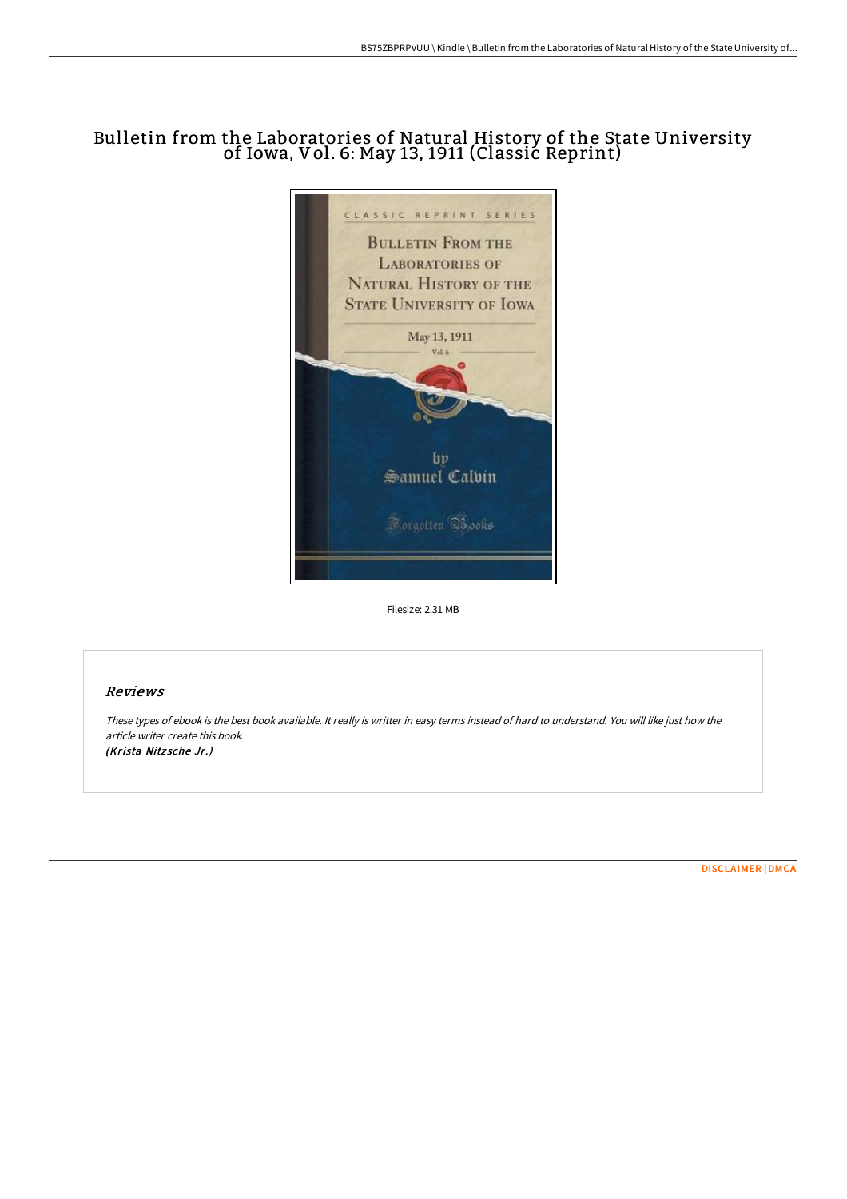# Bulletin from the Laboratories of Natural History of the State University of Iowa, Vol. 6: May 13, 1911 (Classic Reprint)

Filesize: 2.31 MB

## Reviews

*These types of ebook is the best book available. It really is writter in easy terms instead of hard to understand. You will like just how the article writer create this book.*
***(Krista Nitzsche Jr.)***

DISCLAIMER | DMCA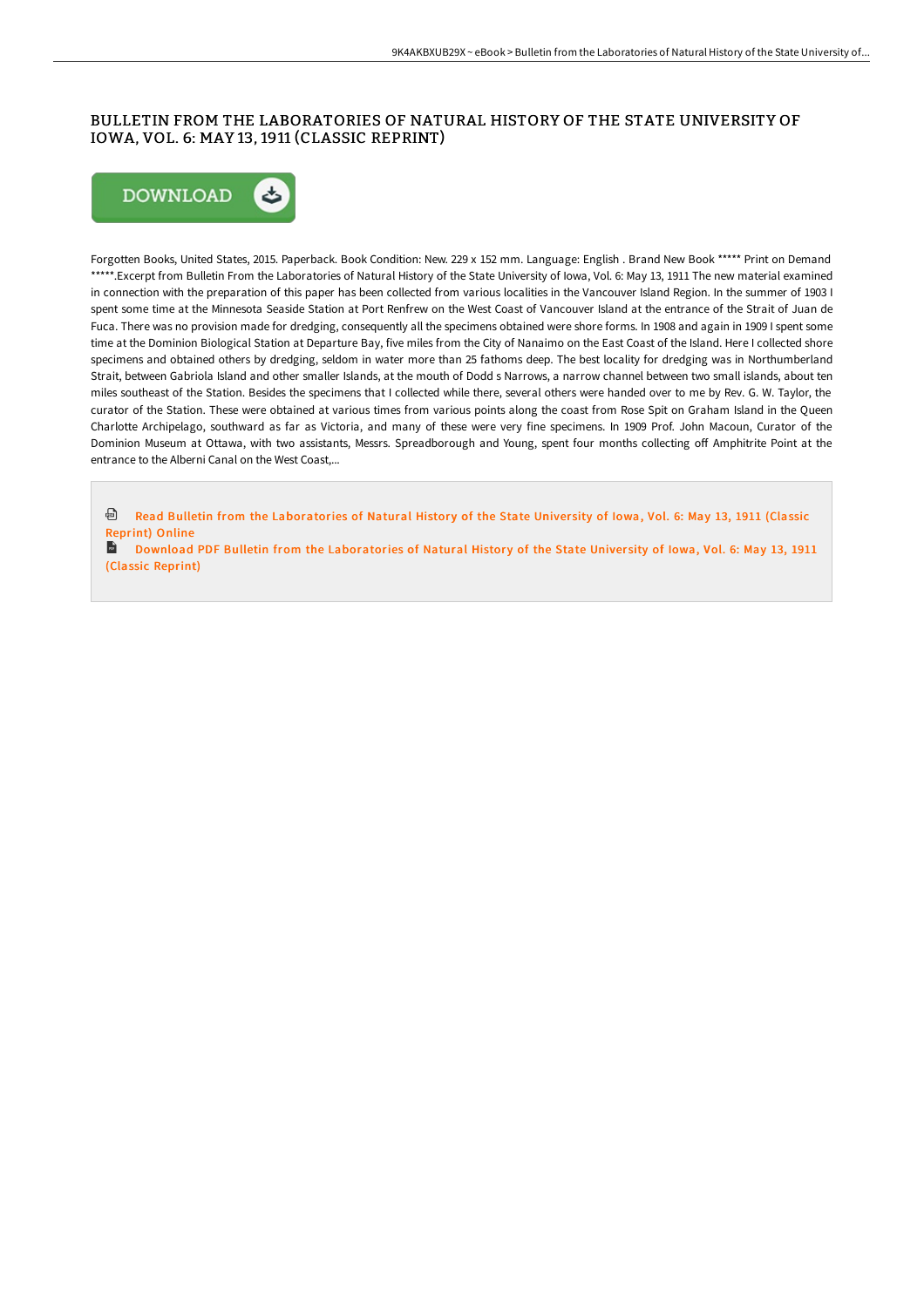# BULLETIN FROM THE LABORATORIES OF NATURAL HISTORY OF THE STATE UNIVERSITY OF IOWA, VOL. 6: MAY 13, 1911 (CLASSIC REPRINT)

DOWNLOAD

Forgotten Books, United States, 2015. Paperback. Book Condition: New. 229 x 152 mm. Language: English . Brand New Book ***** Print on Demand *****.Excerpt from Bulletin From the Laboratories of Natural History of the State University of Iowa, Vol. 6: May 13, 1911 The new material examined in connection with the preparation of this paper has been collected from various localities in the Vancouver Island Region. In the summer of 1903 I spent some time at the Minnesota Seaside Station at Port Renfrew on the West Coast of Vancouver Island at the entrance of the Strait of Juan de Fuca. There was no provision made for dredging, consequently all the specimens obtained were shore forms. In 1908 and again in 1909 I spent some time at the Dominion Biological Station at Departure Bay, five miles from the City of Nanaimo on the East Coast of the Island. Here I collected shore specimens and obtained others by dredging, seldom in water more than 25 fathoms deep. The best locality for dredging was in Northumberland Strait, between Gabriola Island and other smaller Islands, at the mouth of Dodd s Narrows, a narrow channel between two small islands, about ten miles southeast of the Station. Besides the specimens that I collected while there, several others were handed over to me by Rev. G. W. Taylor, the curator of the Station. These were obtained at various times from various points along the coast from Rose Spit on Graham Island in the Queen Charlotte Archipelago, southward as far as Victoria, and many of these were very fine specimens. In 1909 Prof. John Macoun, Curator of the Dominion Museum at Ottawa, with two assistants, Messrs. Spreadborough and Young, spent four months collecting off Amphitrite Point at the entrance to the Alberni Canal on the West Coast,...

Read Bulletin from the Laboratories of Natural History of the State University of Iowa, Vol. 6: May 13, 1911 (Classic Reprint) Online

Download PDF Bulletin from the Laboratories of Natural History of the State University of Iowa, Vol. 6: May 13, 1911 (Classic Reprint)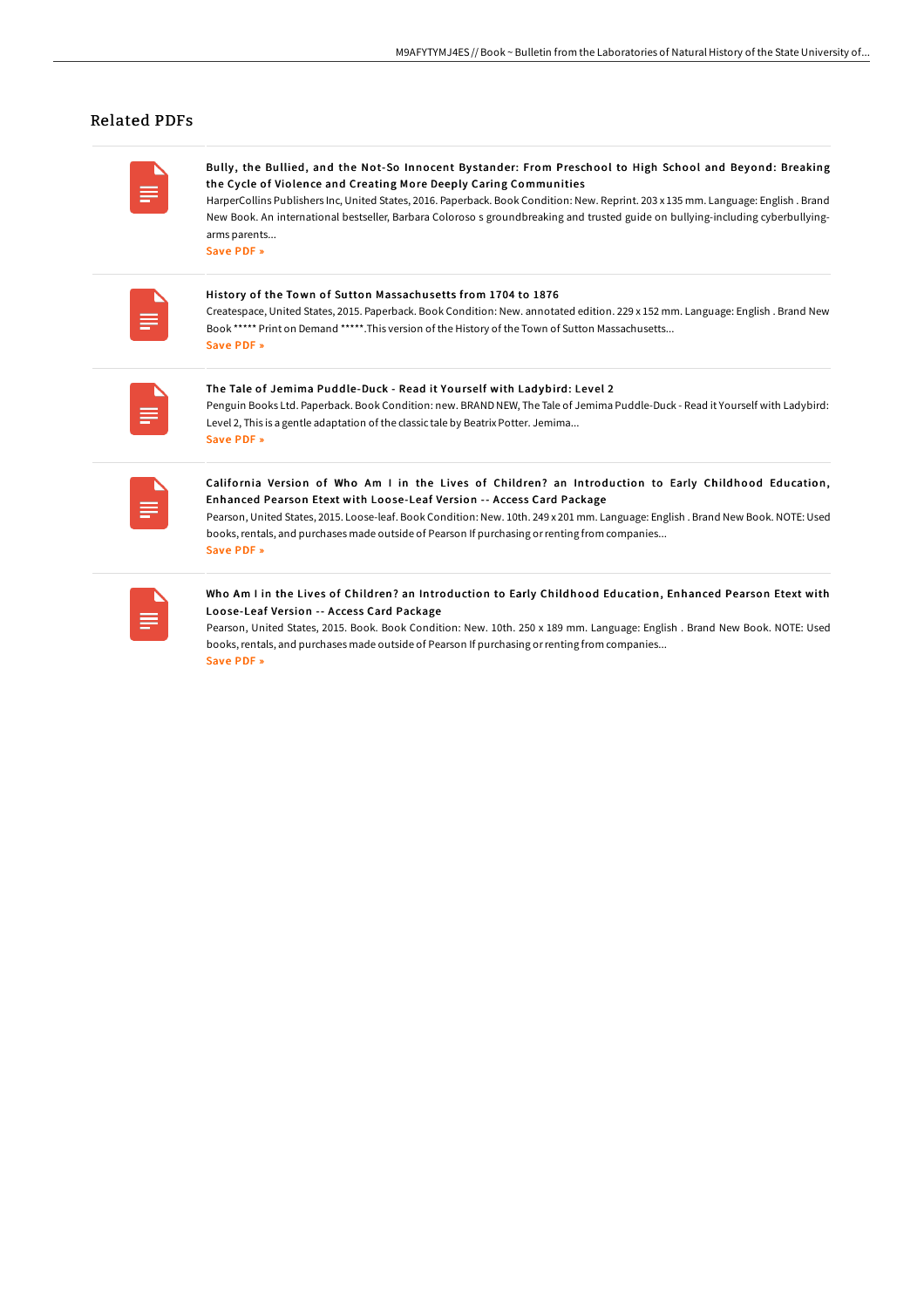## Related PDFs

**Bully, the Bullied, and the Not-So Innocent Bystander: From Preschool to High School and Beyond: Breaking the Cycle of Violence and Creating More Deeply Caring Communities**

HarperCollins Publishers Inc, United States, 2016. Paperback. Book Condition: New. Reprint. 203 x 135 mm. Language: English . Brand New Book. An international bestseller, Barbara Coloroso s groundbreaking and trusted guide on bullying-including cyberbullying-arms parents...

Save PDF »

**History of the Town of Sutton Massachusetts from 1704 to 1876**

Createspace, United States, 2015. Paperback. Book Condition: New. annotated edition. 229 x 152 mm. Language: English . Brand New Book ***** Print on Demand *****.This version of the History of the Town of Sutton Massachusetts...

Save PDF »

**The Tale of Jemima Puddle-Duck - Read it Yourself with Ladybird: Level 2**

Penguin Books Ltd. Paperback. Book Condition: new. BRAND NEW, The Tale of Jemima Puddle-Duck - Read it Yourself with Ladybird: Level 2, This is a gentle adaptation of the classic tale by Beatrix Potter. Jemima...

Save PDF »

**California Version of Who Am I in the Lives of Children? an Introduction to Early Childhood Education, Enhanced Pearson Etext with Loose-Leaf Version -- Access Card Package**

Pearson, United States, 2015. Loose-leaf. Book Condition: New. 10th. 249 x 201 mm. Language: English . Brand New Book. NOTE: Used books, rentals, and purchases made outside of Pearson If purchasing or renting from companies...

Save PDF »

**Who Am I in the Lives of Children? an Introduction to Early Childhood Education, Enhanced Pearson Etext with Loose-Leaf Version -- Access Card Package**

Pearson, United States, 2015. Book. Book Condition: New. 10th. 250 x 189 mm. Language: English . Brand New Book. NOTE: Used books, rentals, and purchases made outside of Pearson If purchasing or renting from companies...

Save PDF »